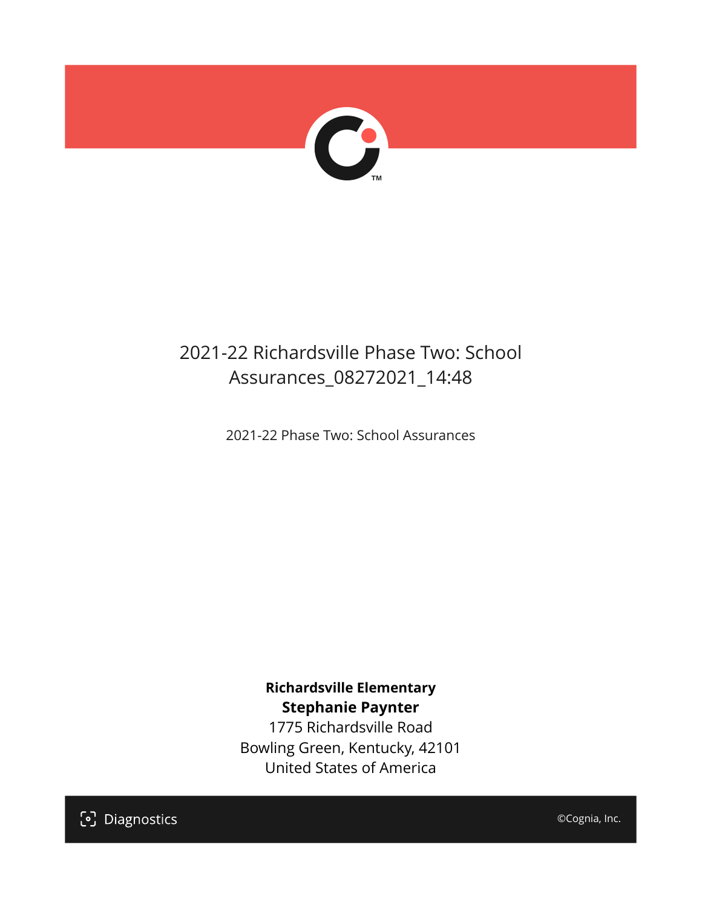# 2021-22 Richardsville Phase Two: School Assurances_08272021_14:48

2021-22 Phase Two: School Assurances

**Richardsville Elementary**
**Stephanie Paynter**
1775 Richardsville Road
Bowling Green, Kentucky, 42101
United States of America

Diagnostics

©Cognia, Inc.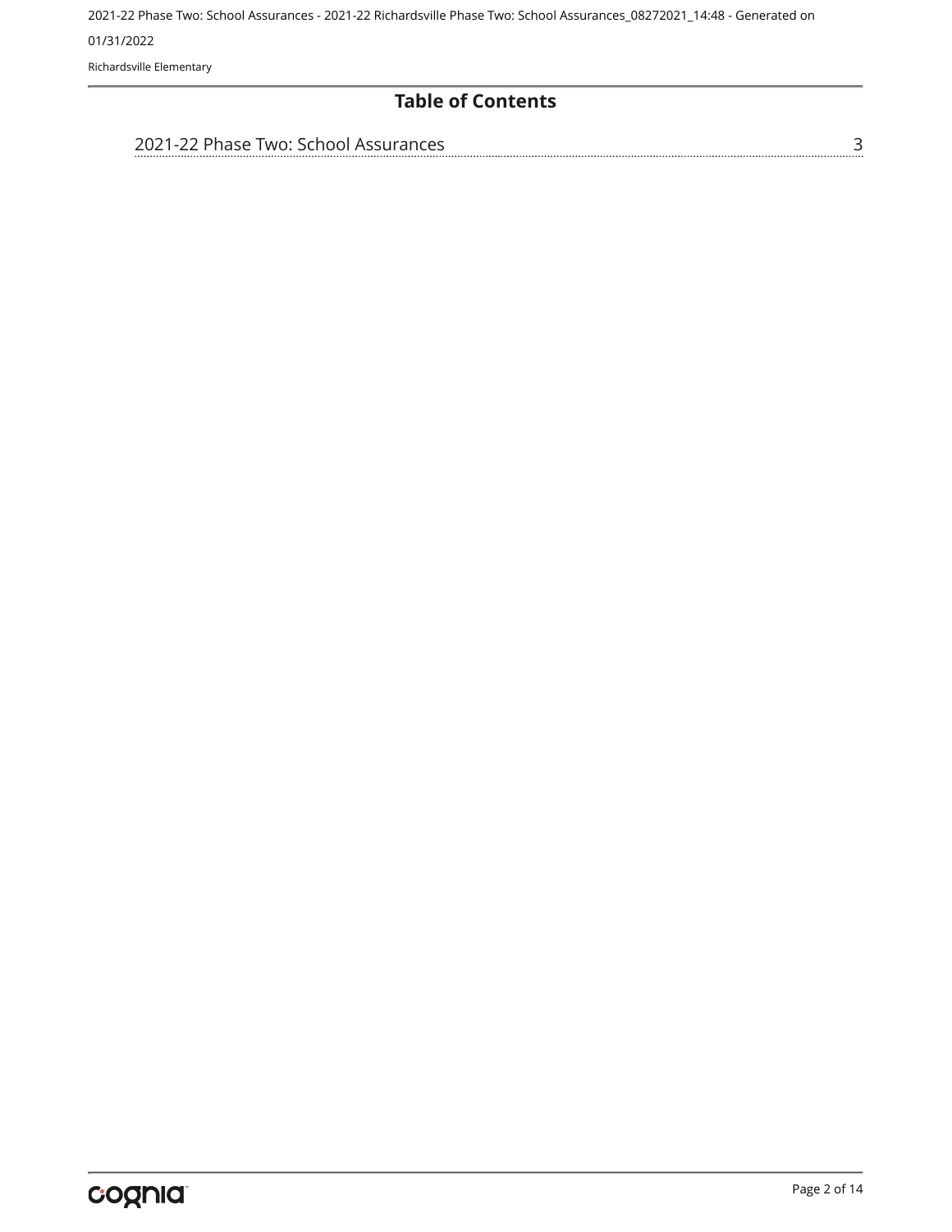## Table of Contents

2021-22 Phase Two: School Assurances ........ 3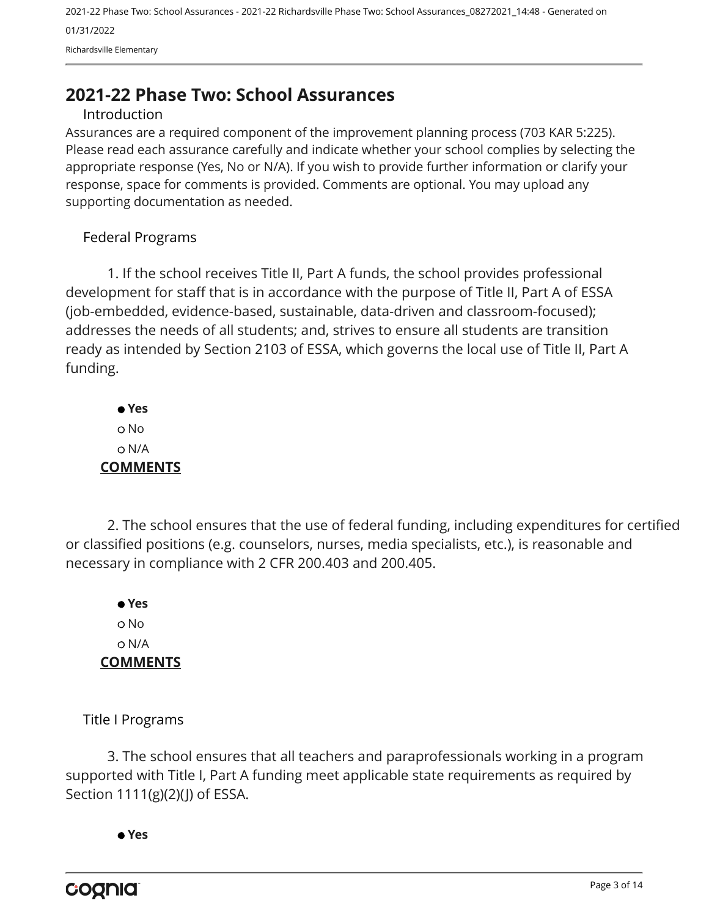# 2021-22 Phase Two: School Assurances

## Introduction

Assurances are a required component of the improvement planning process (703 KAR 5:225). Please read each assurance carefully and indicate whether your school complies by selecting the appropriate response (Yes, No or N/A). If you wish to provide further information or clarify your response, space for comments is provided. Comments are optional. You may upload any supporting documentation as needed.

## Federal Programs

1. If the school receives Title II, Part A funds, the school provides professional development for staff that is in accordance with the purpose of Title II, Part A of ESSA (job-embedded, evidence-based, sustainable, data-driven and classroom-focused); addresses the needs of all students; and, strives to ensure all students are transition ready as intended by Section 2103 of ESSA, which governs the local use of Title II, Part A funding.

- ● **Yes**
- ○ No
- ○ N/A

**COMMENTS**

2. The school ensures that the use of federal funding, including expenditures for certified or classified positions (e.g. counselors, nurses, media specialists, etc.), is reasonable and necessary in compliance with 2 CFR 200.403 and 200.405.

- ● **Yes**
- ○ No
- ○ N/A

**COMMENTS**

## Title I Programs

3. The school ensures that all teachers and paraprofessionals working in a program supported with Title I, Part A funding meet applicable state requirements as required by Section 1111(g)(2)(J) of ESSA.

- ● **Yes**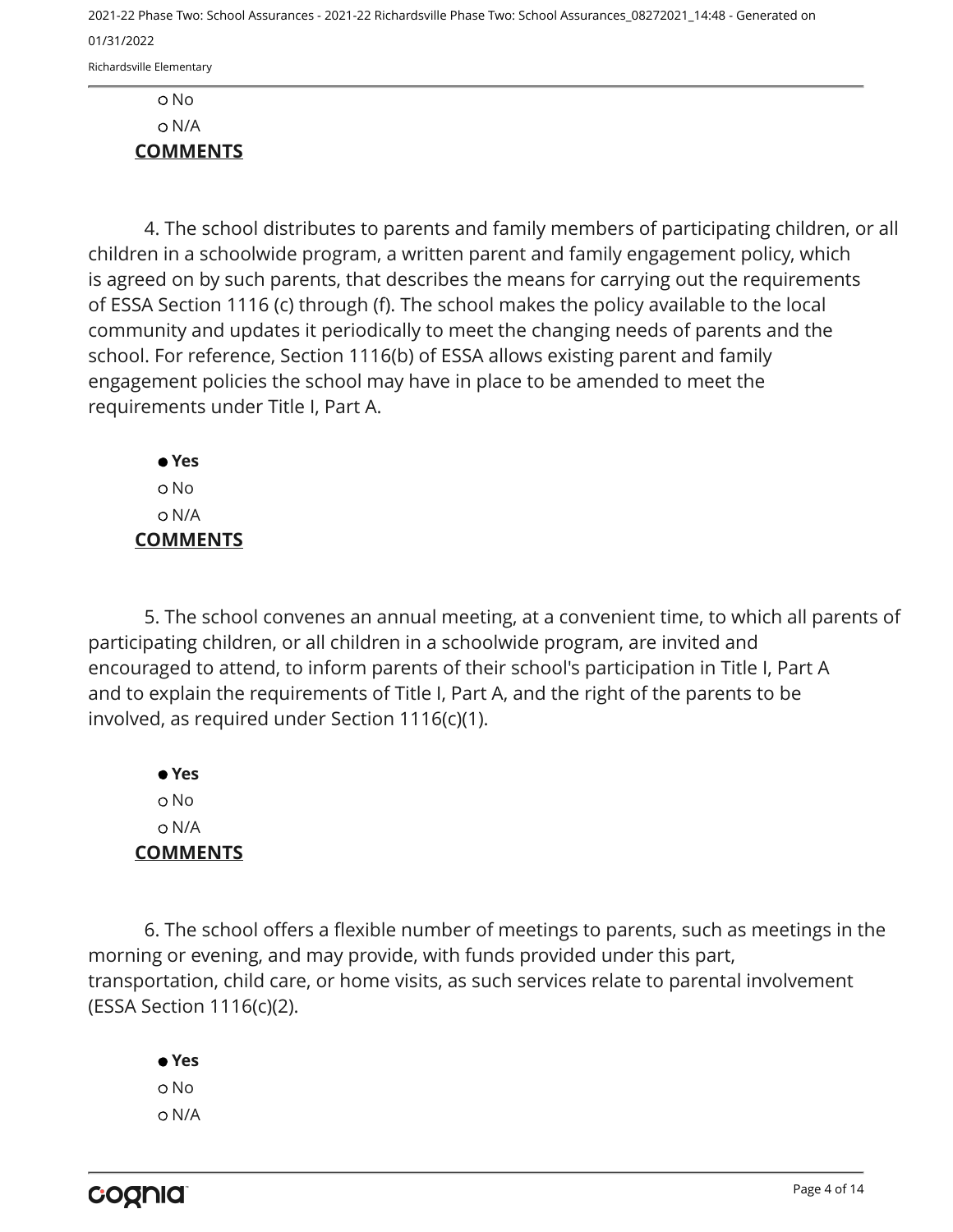○ No

○ N/A

**COMMENTS**

4. The school distributes to parents and family members of participating children, or all children in a schoolwide program, a written parent and family engagement policy, which is agreed on by such parents, that describes the means for carrying out the requirements of ESSA Section 1116 (c) through (f). The school makes the policy available to the local community and updates it periodically to meet the changing needs of parents and the school. For reference, Section 1116(b) of ESSA allows existing parent and family engagement policies the school may have in place to be amended to meet the requirements under Title I, Part A.

● **Yes**

○ No

○ N/A

**COMMENTS**

5. The school convenes an annual meeting, at a convenient time, to which all parents of participating children, or all children in a schoolwide program, are invited and encouraged to attend, to inform parents of their school's participation in Title I, Part A and to explain the requirements of Title I, Part A, and the right of the parents to be involved, as required under Section 1116(c)(1).

● **Yes**

○ No

○ N/A

**COMMENTS**

6. The school offers a flexible number of meetings to parents, such as meetings in the morning or evening, and may provide, with funds provided under this part, transportation, child care, or home visits, as such services relate to parental involvement (ESSA Section 1116(c)(2).

● **Yes**

○ No

○ N/A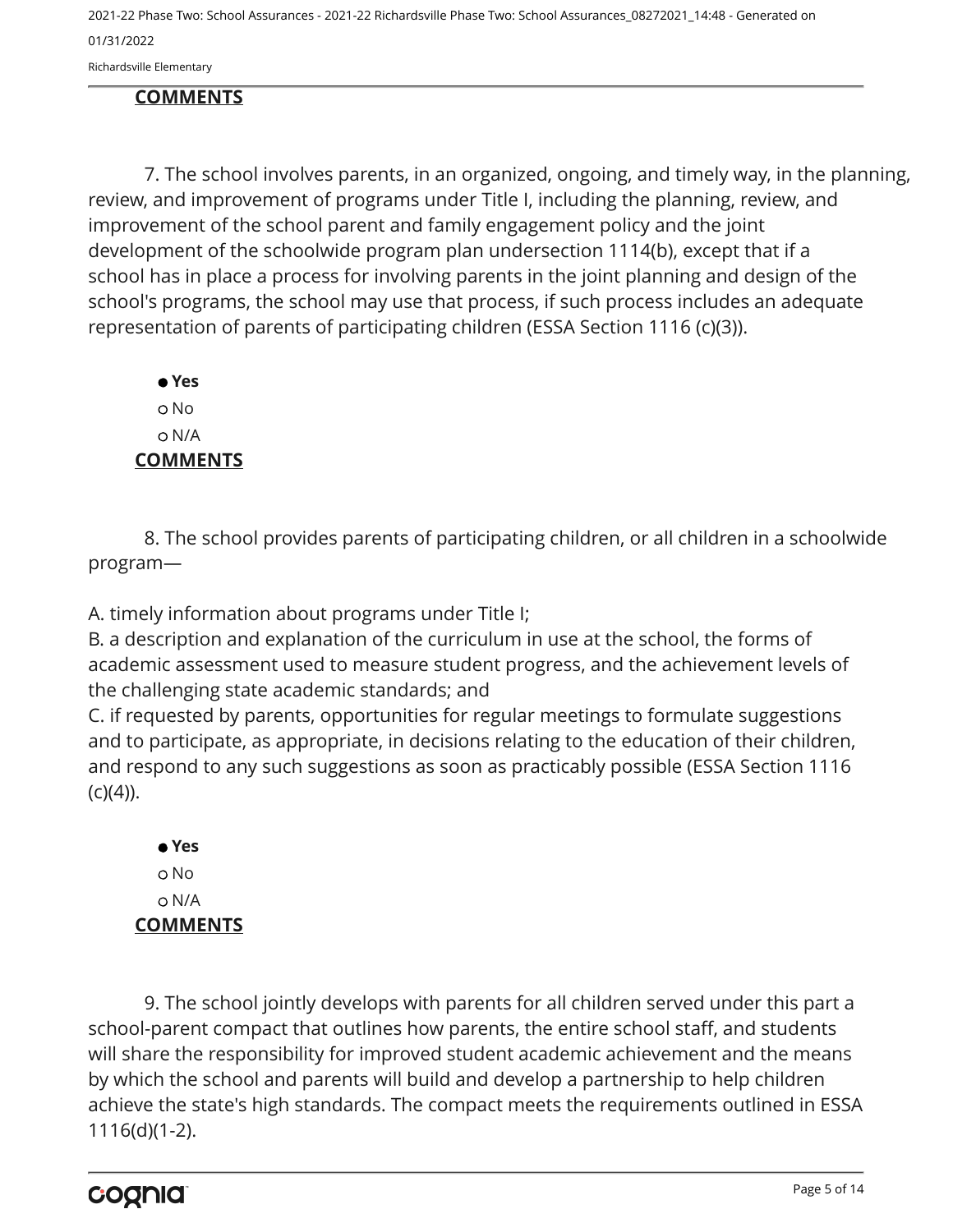**COMMENTS**

7. The school involves parents, in an organized, ongoing, and timely way, in the planning, review, and improvement of programs under Title I, including the planning, review, and improvement of the school parent and family engagement policy and the joint development of the schoolwide program plan undersection 1114(b), except that if a school has in place a process for involving parents in the joint planning and design of the school's programs, the school may use that process, if such process includes an adequate representation of parents of participating children (ESSA Section 1116 (c)(3)).

- ● **Yes**
- ○ No
- ○ N/A

**COMMENTS**

8. The school provides parents of participating children, or all children in a schoolwide program—

A. timely information about programs under Title I;
B. a description and explanation of the curriculum in use at the school, the forms of academic assessment used to measure student progress, and the achievement levels of the challenging state academic standards; and
C. if requested by parents, opportunities for regular meetings to formulate suggestions and to participate, as appropriate, in decisions relating to the education of their children, and respond to any such suggestions as soon as practicably possible (ESSA Section 1116 (c)(4)).

- ● **Yes**
- ○ No
- ○ N/A

**COMMENTS**

9. The school jointly develops with parents for all children served under this part a school-parent compact that outlines how parents, the entire school staff, and students will share the responsibility for improved student academic achievement and the means by which the school and parents will build and develop a partnership to help children achieve the state's high standards. The compact meets the requirements outlined in ESSA 1116(d)(1-2).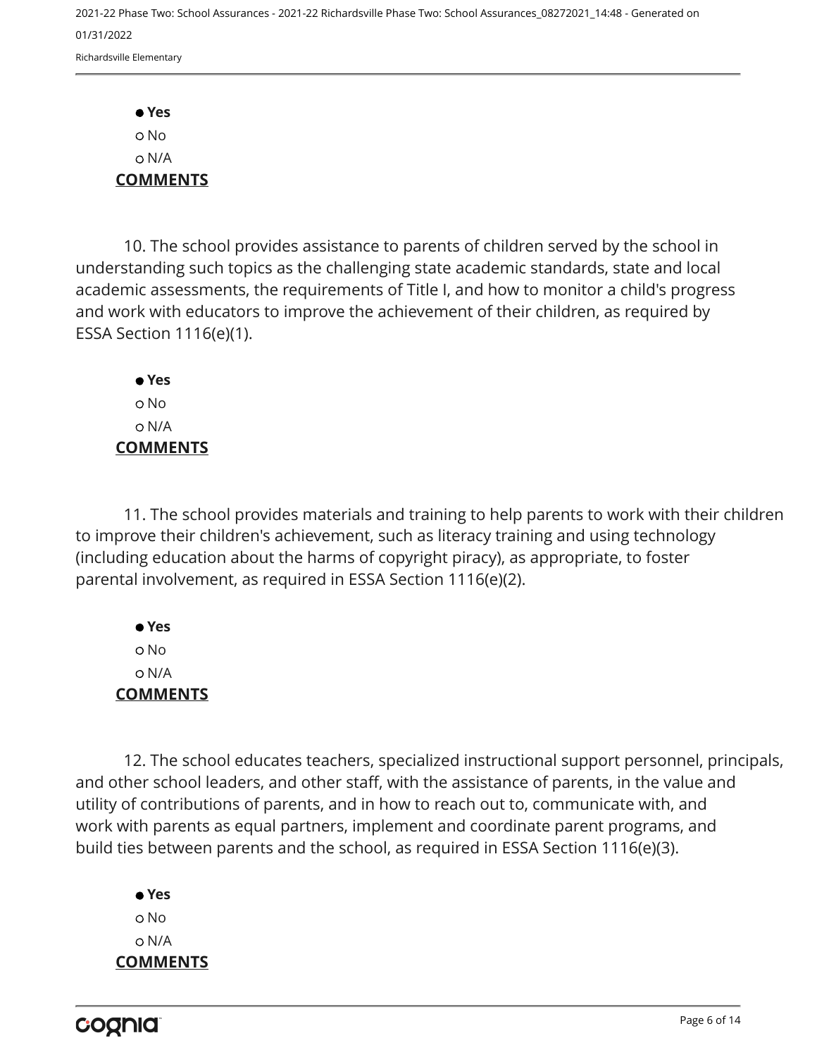● **Yes**
○ No
○ N/A
**COMMENTS**

10. The school provides assistance to parents of children served by the school in understanding such topics as the challenging state academic standards, state and local academic assessments, the requirements of Title I, and how to monitor a child's progress and work with educators to improve the achievement of their children, as required by ESSA Section 1116(e)(1).

● **Yes**
○ No
○ N/A
**COMMENTS**

11. The school provides materials and training to help parents to work with their children to improve their children's achievement, such as literacy training and using technology (including education about the harms of copyright piracy), as appropriate, to foster parental involvement, as required in ESSA Section 1116(e)(2).

● **Yes**
○ No
○ N/A
**COMMENTS**

12. The school educates teachers, specialized instructional support personnel, principals, and other school leaders, and other staff, with the assistance of parents, in the value and utility of contributions of parents, and in how to reach out to, communicate with, and work with parents as equal partners, implement and coordinate parent programs, and build ties between parents and the school, as required in ESSA Section 1116(e)(3).

● **Yes**
○ No
○ N/A
**COMMENTS**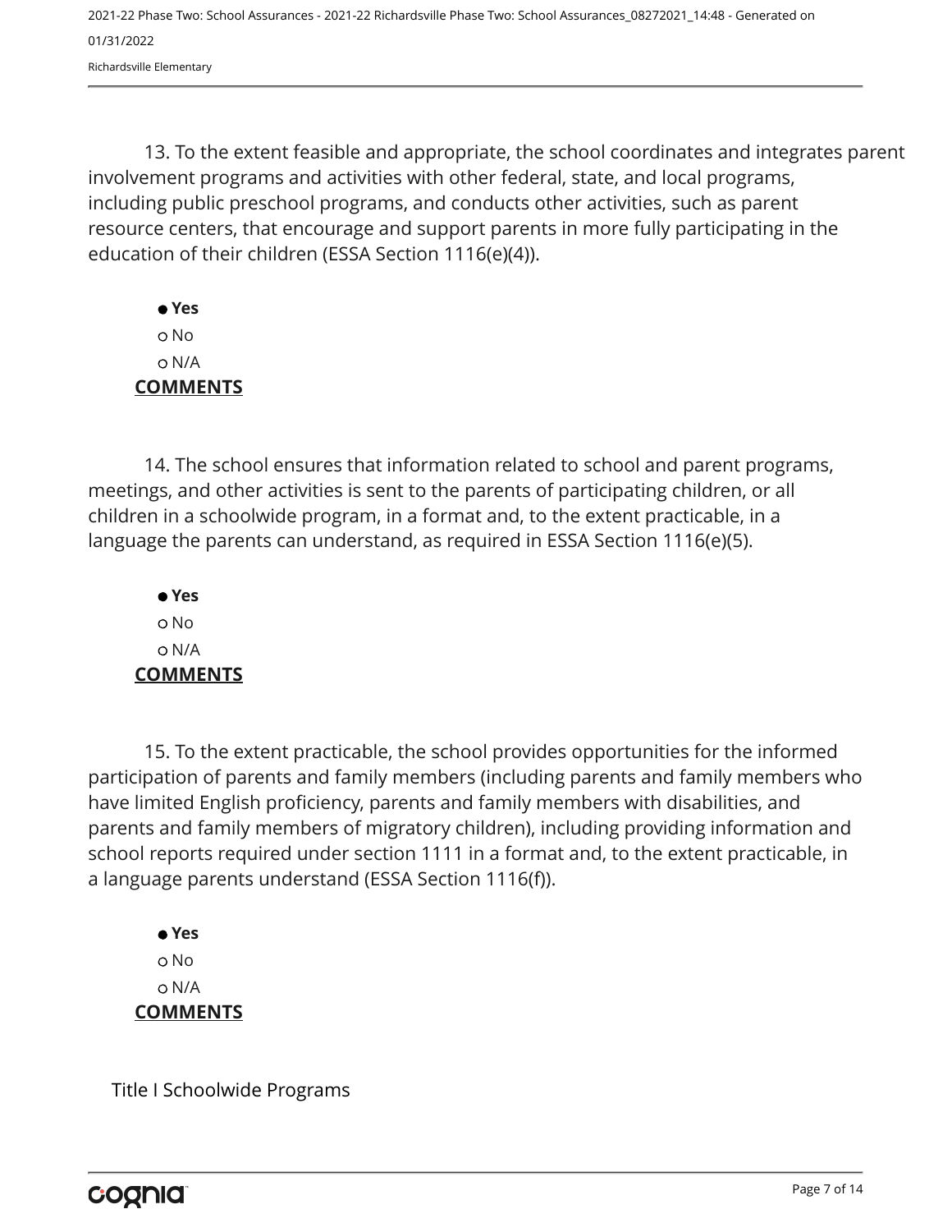13. To the extent feasible and appropriate, the school coordinates and integrates parent involvement programs and activities with other federal, state, and local programs, including public preschool programs, and conducts other activities, such as parent resource centers, that encourage and support parents in more fully participating in the education of their children (ESSA Section 1116(e)(4)).

- ● **Yes**
- ○ No
- ○ N/A

**COMMENTS**

14. The school ensures that information related to school and parent programs, meetings, and other activities is sent to the parents of participating children, or all children in a schoolwide program, in a format and, to the extent practicable, in a language the parents can understand, as required in ESSA Section 1116(e)(5).

- ● **Yes**
- ○ No
- ○ N/A

**COMMENTS**

15. To the extent practicable, the school provides opportunities for the informed participation of parents and family members (including parents and family members who have limited English proficiency, parents and family members with disabilities, and parents and family members of migratory children), including providing information and school reports required under section 1111 in a format and, to the extent practicable, in a language parents understand (ESSA Section 1116(f)).

- ● **Yes**
- ○ No
- ○ N/A

**COMMENTS**

Title I Schoolwide Programs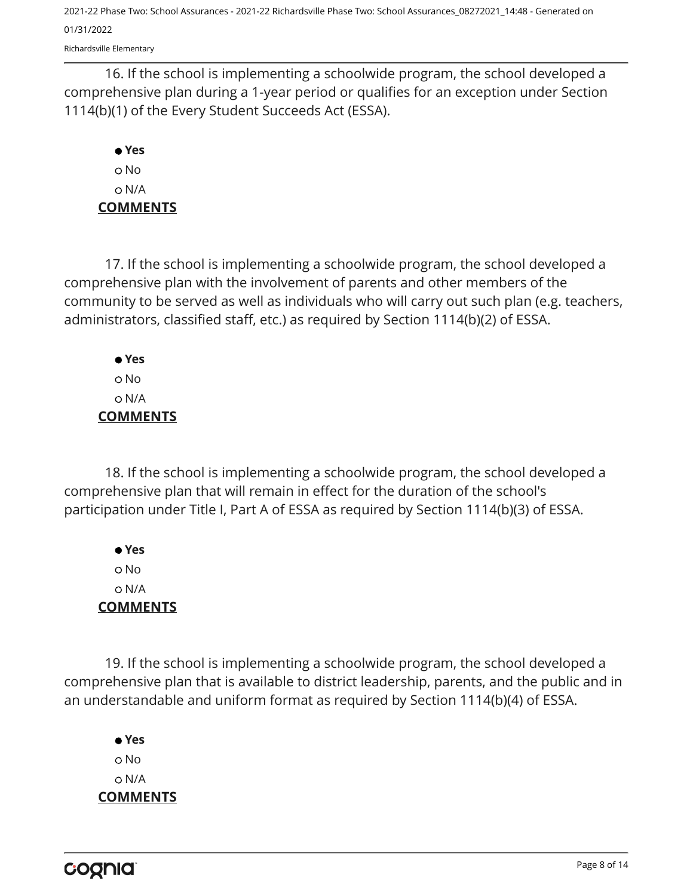16. If the school is implementing a schoolwide program, the school developed a comprehensive plan during a 1-year period or qualifies for an exception under Section 1114(b)(1) of the Every Student Succeeds Act (ESSA).

- ● **Yes**
- ○ No
- ○ N/A

**COMMENTS**

17. If the school is implementing a schoolwide program, the school developed a comprehensive plan with the involvement of parents and other members of the community to be served as well as individuals who will carry out such plan (e.g. teachers, administrators, classified staff, etc.) as required by Section 1114(b)(2) of ESSA.

- ● **Yes**
- ○ No
- ○ N/A

**COMMENTS**

18. If the school is implementing a schoolwide program, the school developed a comprehensive plan that will remain in effect for the duration of the school's participation under Title I, Part A of ESSA as required by Section 1114(b)(3) of ESSA.

- ● **Yes**
- ○ No
- ○ N/A

**COMMENTS**

19. If the school is implementing a schoolwide program, the school developed a comprehensive plan that is available to district leadership, parents, and the public and in an understandable and uniform format as required by Section 1114(b)(4) of ESSA.

- ● **Yes**
- ○ No
- ○ N/A

**COMMENTS**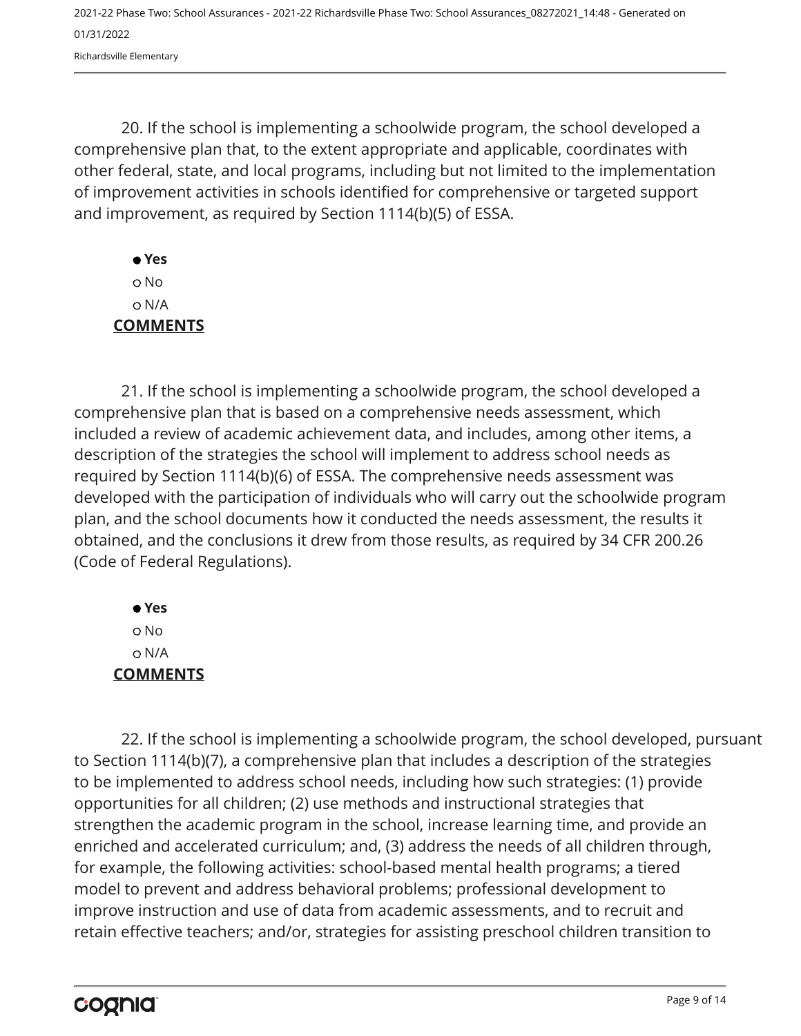20. If the school is implementing a schoolwide program, the school developed a comprehensive plan that, to the extent appropriate and applicable, coordinates with other federal, state, and local programs, including but not limited to the implementation of improvement activities in schools identified for comprehensive or targeted support and improvement, as required by Section 1114(b)(5) of ESSA.

- ● **Yes**
- ○ No
- ○ N/A

**COMMENTS**

21. If the school is implementing a schoolwide program, the school developed a comprehensive plan that is based on a comprehensive needs assessment, which included a review of academic achievement data, and includes, among other items, a description of the strategies the school will implement to address school needs as required by Section 1114(b)(6) of ESSA. The comprehensive needs assessment was developed with the participation of individuals who will carry out the schoolwide program plan, and the school documents how it conducted the needs assessment, the results it obtained, and the conclusions it drew from those results, as required by 34 CFR 200.26 (Code of Federal Regulations).

- ● **Yes**
- ○ No
- ○ N/A

**COMMENTS**

22. If the school is implementing a schoolwide program, the school developed, pursuant to Section 1114(b)(7), a comprehensive plan that includes a description of the strategies to be implemented to address school needs, including how such strategies: (1) provide opportunities for all children; (2) use methods and instructional strategies that strengthen the academic program in the school, increase learning time, and provide an enriched and accelerated curriculum; and, (3) address the needs of all children through, for example, the following activities: school-based mental health programs; a tiered model to prevent and address behavioral problems; professional development to improve instruction and use of data from academic assessments, and to recruit and retain effective teachers; and/or, strategies for assisting preschool children transition to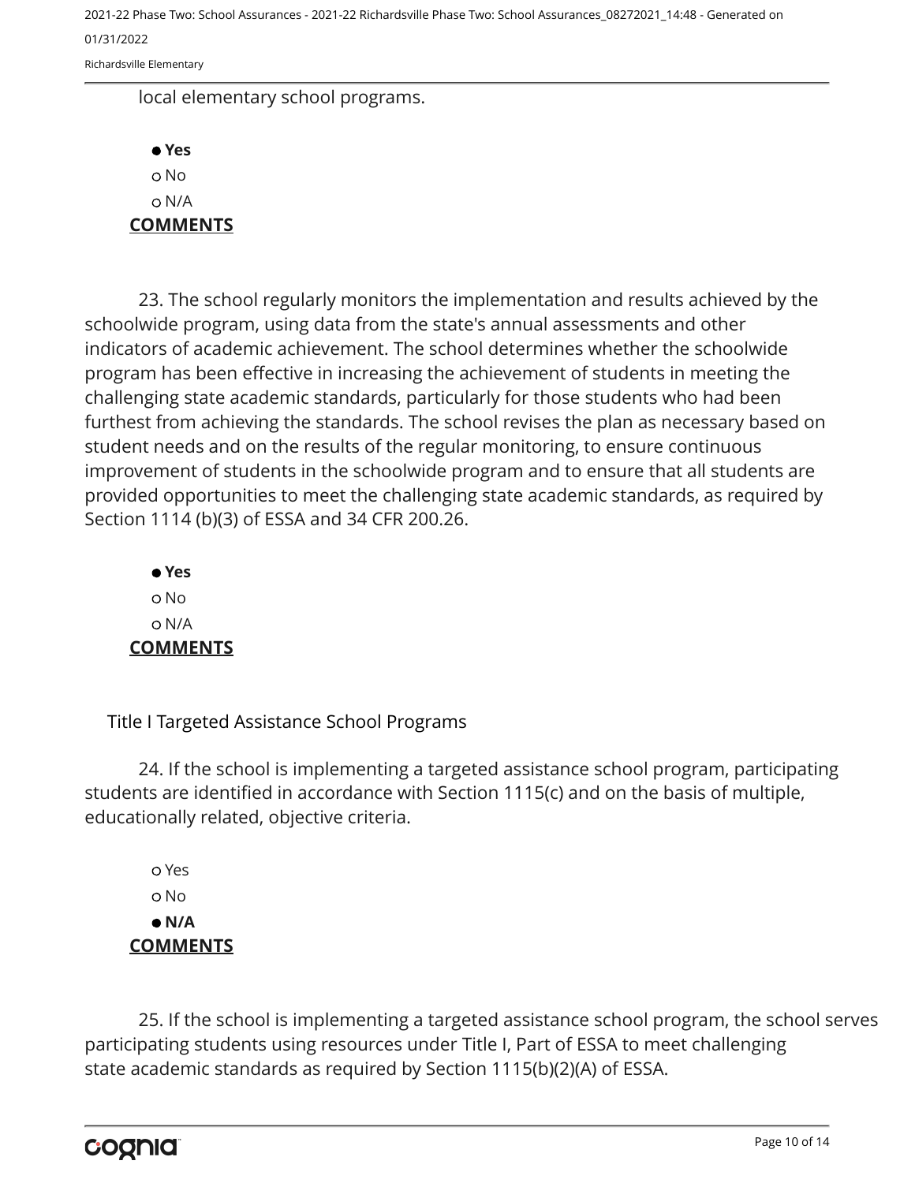local elementary school programs.

- **Yes**
- No
- N/A

**COMMENTS**

23. The school regularly monitors the implementation and results achieved by the schoolwide program, using data from the state's annual assessments and other indicators of academic achievement. The school determines whether the schoolwide program has been effective in increasing the achievement of students in meeting the challenging state academic standards, particularly for those students who had been furthest from achieving the standards. The school revises the plan as necessary based on student needs and on the results of the regular monitoring, to ensure continuous improvement of students in the schoolwide program and to ensure that all students are provided opportunities to meet the challenging state academic standards, as required by Section 1114 (b)(3) of ESSA and 34 CFR 200.26.

- **Yes**
- No
- N/A

**COMMENTS**

Title I Targeted Assistance School Programs

24. If the school is implementing a targeted assistance school program, participating students are identified in accordance with Section 1115(c) and on the basis of multiple, educationally related, objective criteria.

- Yes
- No
- **N/A**

**COMMENTS**

25. If the school is implementing a targeted assistance school program, the school serves participating students using resources under Title I, Part of ESSA to meet challenging state academic standards as required by Section 1115(b)(2)(A) of ESSA.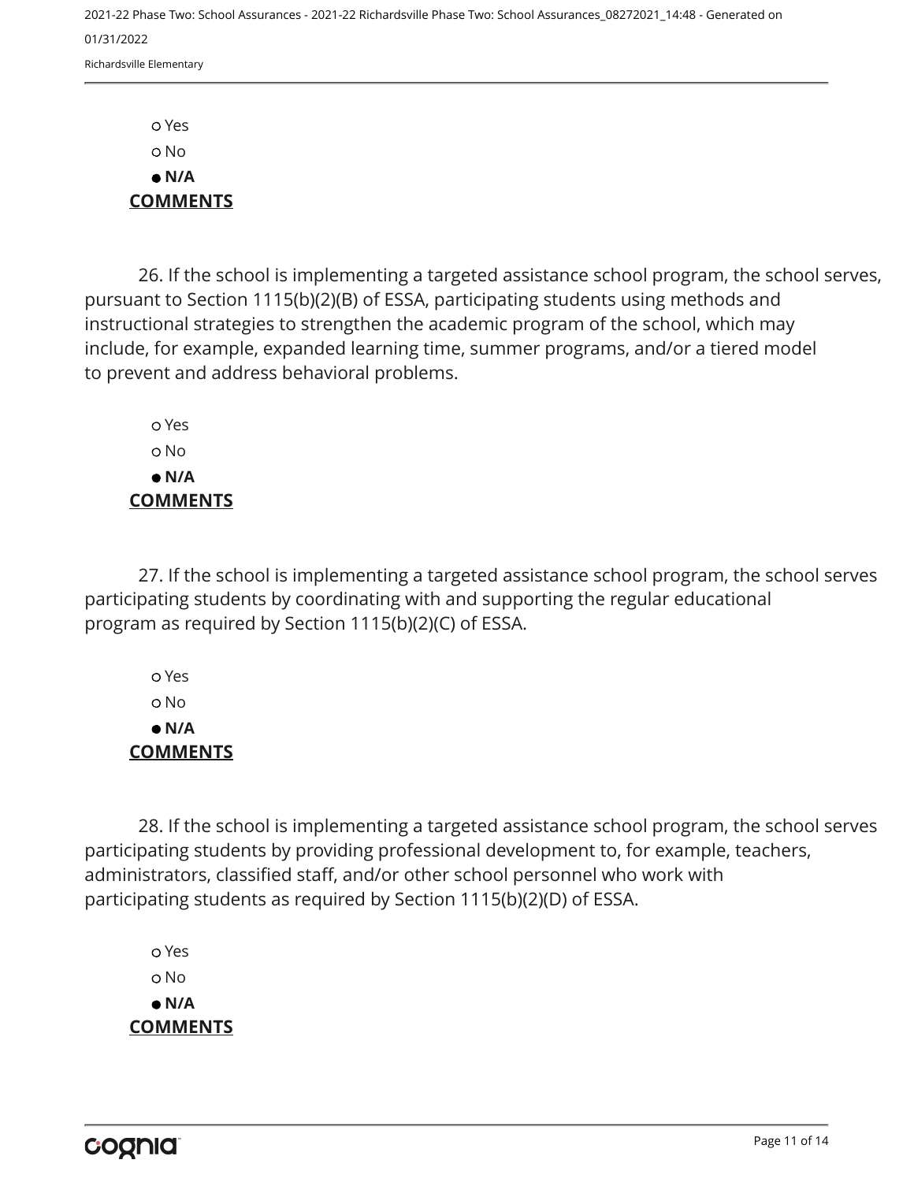○ Yes
○ No
● **N/A**

**COMMENTS**

26. If the school is implementing a targeted assistance school program, the school serves, pursuant to Section 1115(b)(2)(B) of ESSA, participating students using methods and instructional strategies to strengthen the academic program of the school, which may include, for example, expanded learning time, summer programs, and/or a tiered model to prevent and address behavioral problems.

○ Yes
○ No
● **N/A**

**COMMENTS**

27. If the school is implementing a targeted assistance school program, the school serves participating students by coordinating with and supporting the regular educational program as required by Section 1115(b)(2)(C) of ESSA.

○ Yes
○ No
● **N/A**

**COMMENTS**

28. If the school is implementing a targeted assistance school program, the school serves participating students by providing professional development to, for example, teachers, administrators, classified staff, and/or other school personnel who work with participating students as required by Section 1115(b)(2)(D) of ESSA.

○ Yes
○ No
● **N/A**

**COMMENTS**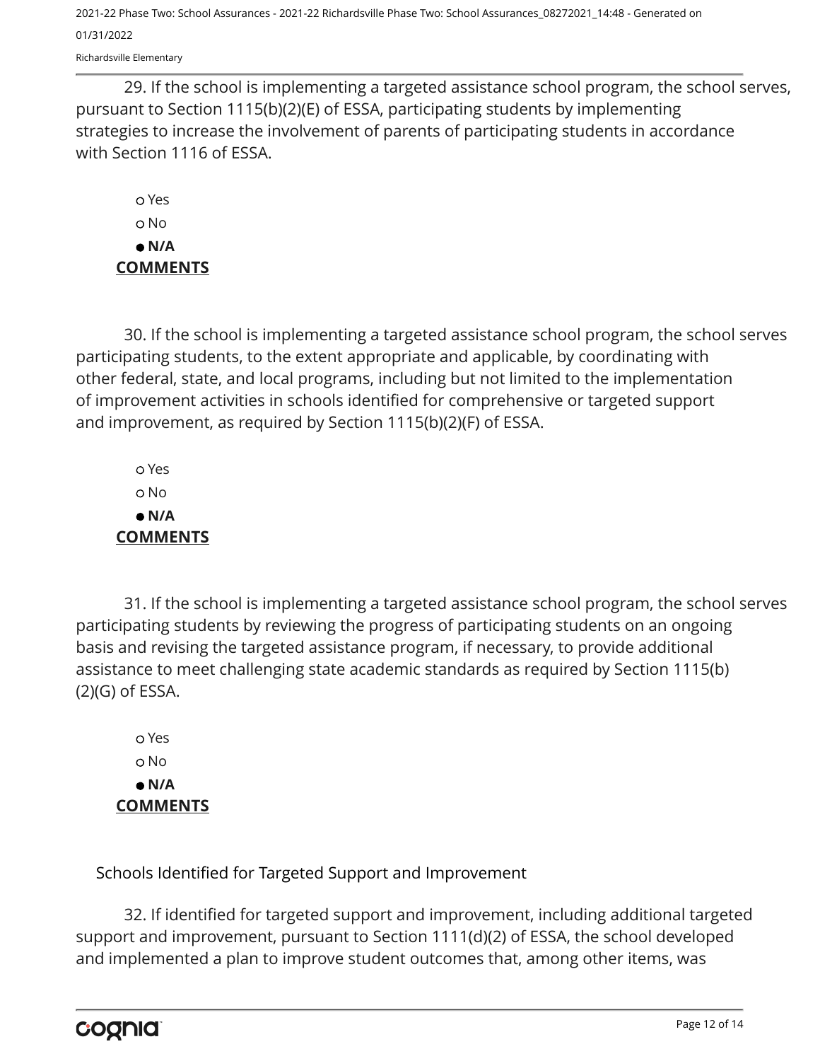29. If the school is implementing a targeted assistance school program, the school serves, pursuant to Section 1115(b)(2)(E) of ESSA, participating students by implementing strategies to increase the involvement of parents of participating students in accordance with Section 1116 of ESSA.

- ○ Yes
- ○ No
- ● **N/A**

**COMMENTS**

30. If the school is implementing a targeted assistance school program, the school serves participating students, to the extent appropriate and applicable, by coordinating with other federal, state, and local programs, including but not limited to the implementation of improvement activities in schools identified for comprehensive or targeted support and improvement, as required by Section 1115(b)(2)(F) of ESSA.

- ○ Yes
- ○ No
- ● **N/A**

**COMMENTS**

31. If the school is implementing a targeted assistance school program, the school serves participating students by reviewing the progress of participating students on an ongoing basis and revising the targeted assistance program, if necessary, to provide additional assistance to meet challenging state academic standards as required by Section 1115(b)(2)(G) of ESSA.

- ○ Yes
- ○ No
- ● **N/A**

**COMMENTS**

## Schools Identified for Targeted Support and Improvement

32. If identified for targeted support and improvement, including additional targeted support and improvement, pursuant to Section 1111(d)(2) of ESSA, the school developed and implemented a plan to improve student outcomes that, among other items, was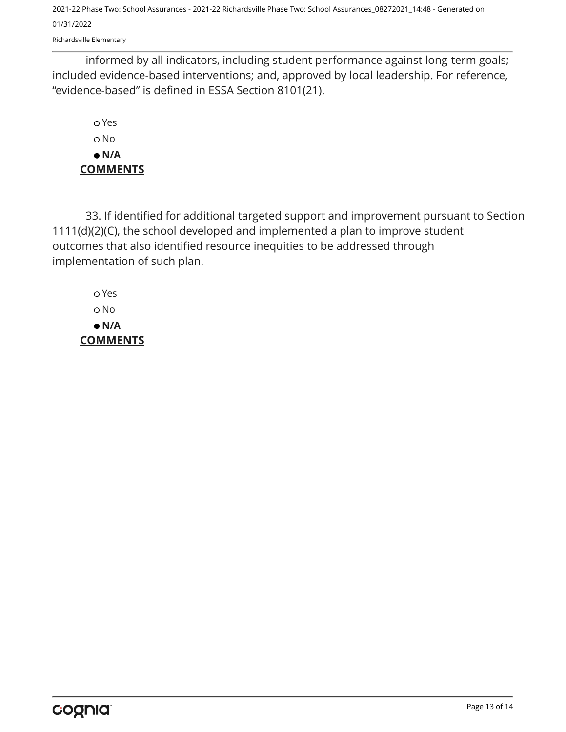informed by all indicators, including student performance against long-term goals; included evidence-based interventions; and, approved by local leadership. For reference, "evidence-based" is defined in ESSA Section 8101(21).

- ○ Yes
- ○ No
- ● **N/A**

**COMMENTS**

33. If identified for additional targeted support and improvement pursuant to Section 1111(d)(2)(C), the school developed and implemented a plan to improve student outcomes that also identified resource inequities to be addressed through implementation of such plan.

- ○ Yes
- ○ No
- ● **N/A**

**COMMENTS**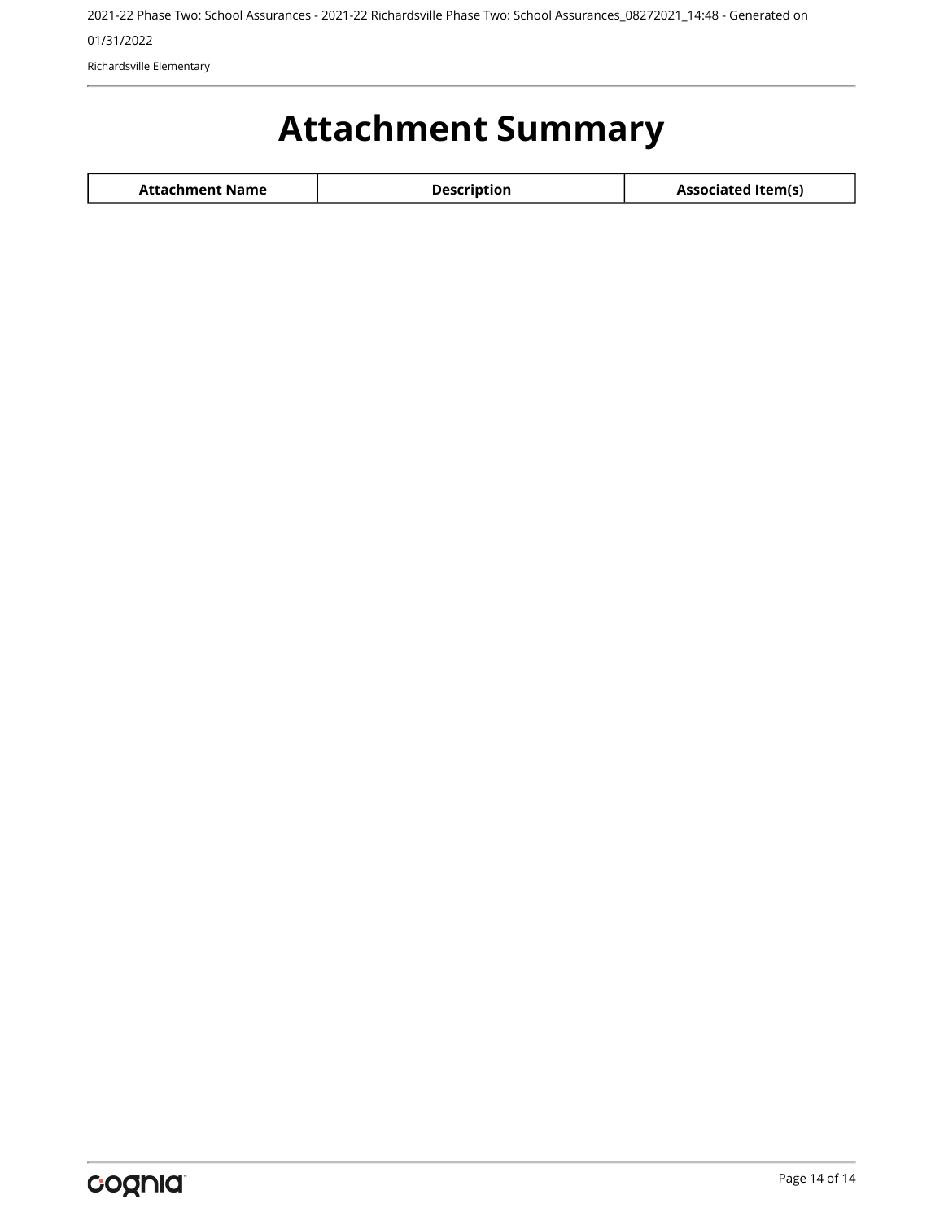# Attachment Summary

| Attachment Name | Description | Associated Item(s) |
|---|---|---|